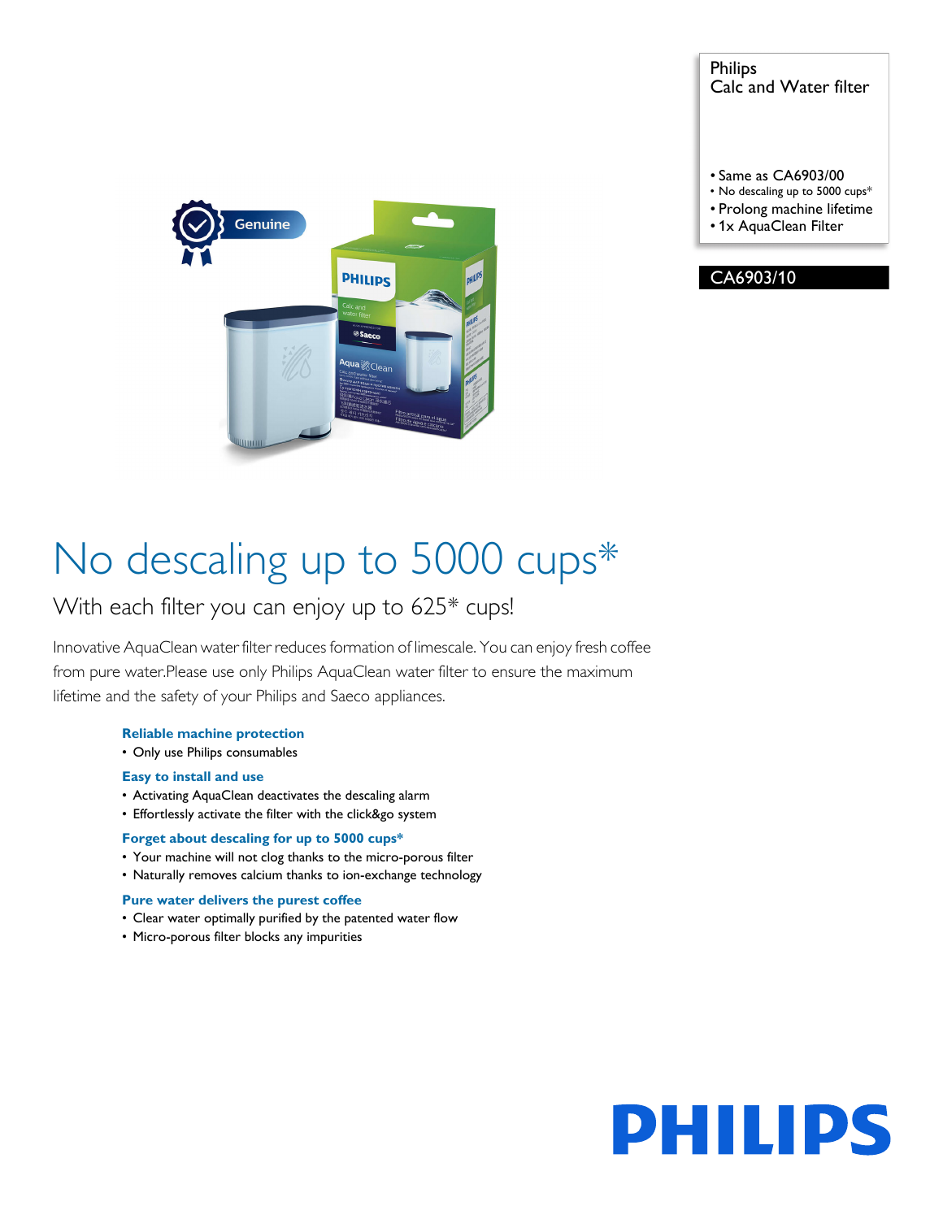Philips
Calc and Water filter

- Same as CA6903/00
- No descaling up to 5000 cups*
- Prolong machine lifetime
- 1x AquaClean Filter

CA6903/10

# No descaling up to 5000 cups*

## With each filter you can enjoy up to 625* cups!

Innovative AquaClean water filter reduces formation of limescale. You can enjoy fresh coffee from pure water.Please use only Philips AquaClean water filter to ensure the maximum lifetime and the safety of your Philips and Saeco appliances.

**Reliable machine protection**
- Only use Philips consumables

**Easy to install and use**
- Activating AquaClean deactivates the descaling alarm
- Effortlessly activate the filter with the click&go system

**Forget about descaling for up to 5000 cups***
- Your machine will not clog thanks to the micro-porous filter
- Naturally removes calcium thanks to ion-exchange technology

**Pure water delivers the purest coffee**
- Clear water optimally purified by the patented water flow
- Micro-porous filter blocks any impurities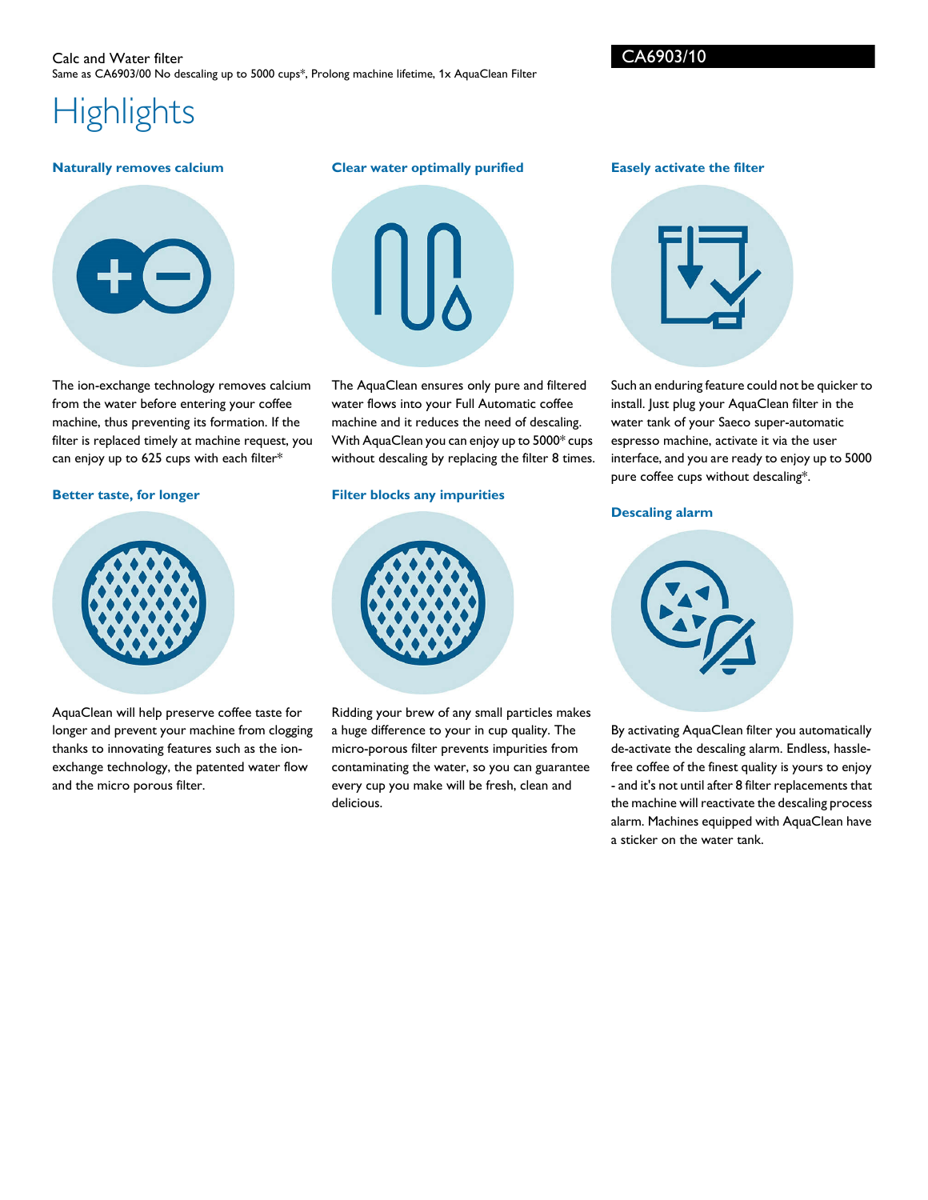Calc and Water filter

Same as CA6903/00 No descaling up to 5000 cups*, Prolong machine lifetime, 1x AquaClean Filter

CA6903/10

# Highlights

### Naturally removes calcium

The ion-exchange technology removes calcium from the water before entering your coffee machine, thus preventing its formation. If the filter is replaced timely at machine request, you can enjoy up to 625 cups with each filter*

### Better taste, for longer

AquaClean will help preserve coffee taste for longer and prevent your machine from clogging thanks to innovating features such as the ion-exchange technology, the patented water flow and the micro porous filter.

### Clear water optimally purified

The AquaClean ensures only pure and filtered water flows into your Full Automatic coffee machine and it reduces the need of descaling. With AquaClean you can enjoy up to 5000* cups without descaling by replacing the filter 8 times.

### Filter blocks any impurities

Ridding your brew of any small particles makes a huge difference to your in cup quality. The micro-porous filter prevents impurities from contaminating the water, so you can guarantee every cup you make will be fresh, clean and delicious.

### Easely activate the filter

Such an enduring feature could not be quicker to install. Just plug your AquaClean filter in the water tank of your Saeco super-automatic espresso machine, activate it via the user interface, and you are ready to enjoy up to 5000 pure coffee cups without descaling*.

### Descaling alarm

By activating AquaClean filter you automatically de-activate the descaling alarm. Endless, hassle-free coffee of the finest quality is yours to enjoy - and it's not until after 8 filter replacements that the machine will reactivate the descaling process alarm. Machines equipped with AquaClean have a sticker on the water tank.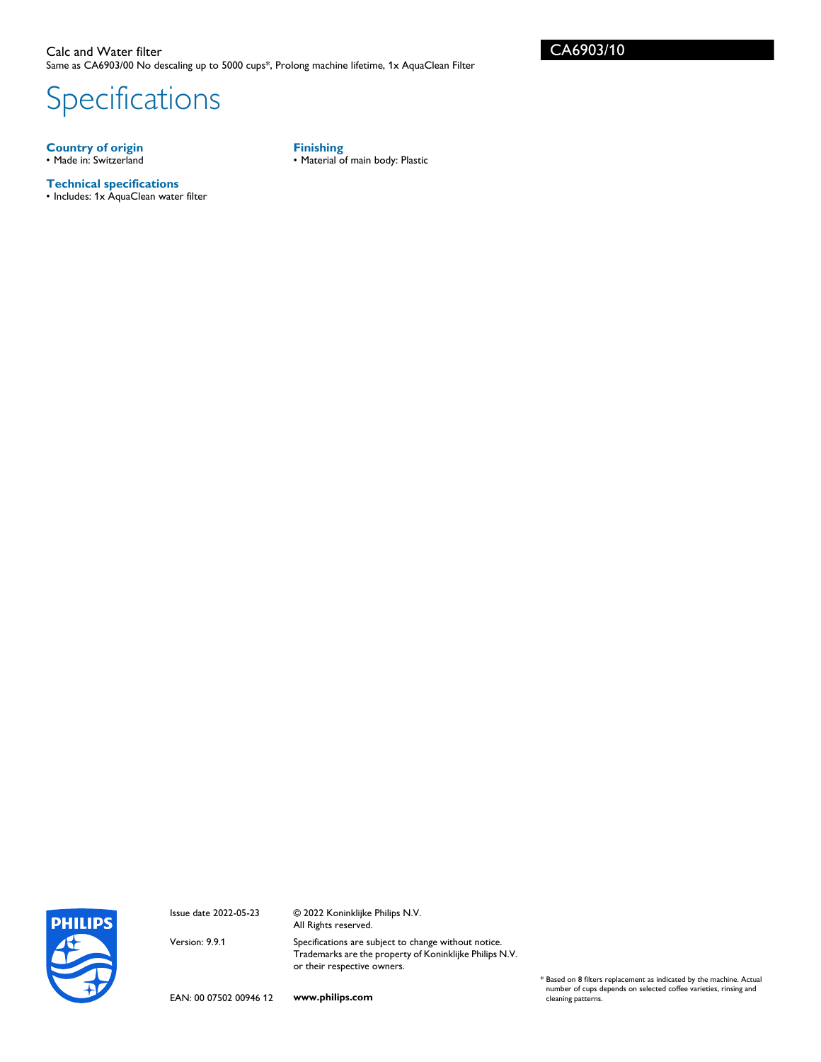Calc and Water filter

Same as CA6903/00 No descaling up to 5000 cups*, Prolong machine lifetime, 1x AquaClean Filter

CA6903/10

# Specifications

### Country of origin

- Made in: Switzerland

### Technical specifications

- Includes: 1x AquaClean water filter

### Finishing

- Material of main body: Plastic

Issue date 2022-05-23

Version: 9.9.1

EAN: 00 07502 00946 12

© 2022 Koninklijke Philips N.V.
All Rights reserved.

Specifications are subject to change without notice.
Trademarks are the property of Koninklijke Philips N.V.
or their respective owners.

**www.philips.com**

* Based on 8 filters replacement as indicated by the machine. Actual number of cups depends on selected coffee varieties, rinsing and cleaning patterns.